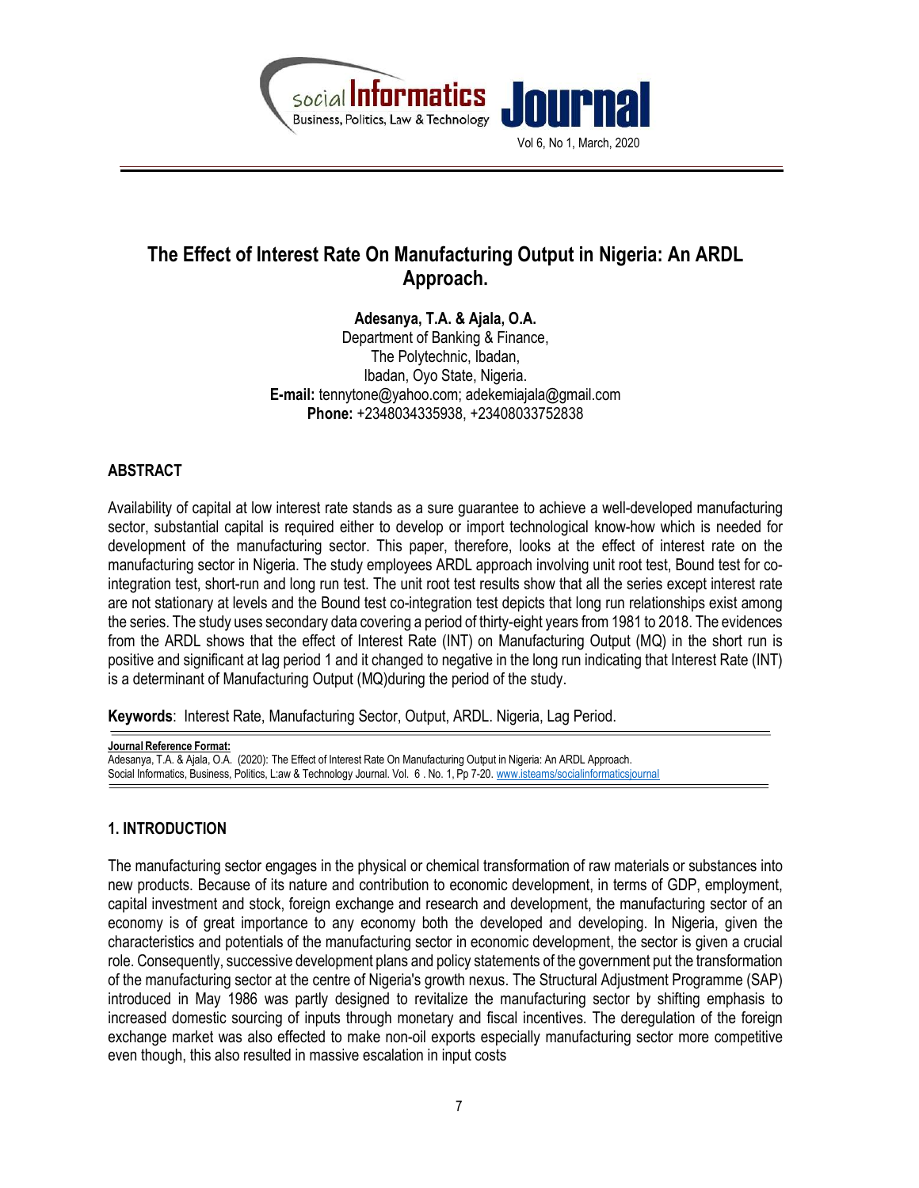# The Effect of Interest Rate On Manufacturing Output in Nigeria: An ARDL Approach.

**Adesanya, T.A. & Ajala, O.A.**
Department of Banking & Finance,
The Polytechnic, Ibadan,
Ibadan, Oyo State, Nigeria.
**E-mail:** tennytone@yahoo.com; adekemiajala@gmail.com
**Phone:** +2348034335938, +23408033752838

## ABSTRACT

Availability of capital at low interest rate stands as a sure guarantee to achieve a well-developed manufacturing sector, substantial capital is required either to develop or import technological know-how which is needed for development of the manufacturing sector. This paper, therefore, looks at the effect of interest rate on the manufacturing sector in Nigeria. The study employees ARDL approach involving unit root test, Bound test for co-integration test, short-run and long run test. The unit root test results show that all the series except interest rate are not stationary at levels and the Bound test co-integration test depicts that long run relationships exist among the series. The study uses secondary data covering a period of thirty-eight years from 1981 to 2018. The evidences from the ARDL shows that the effect of Interest Rate (INT) on Manufacturing Output (MQ) in the short run is positive and significant at lag period 1 and it changed to negative in the long run indicating that Interest Rate (INT) is a determinant of Manufacturing Output (MQ)during the period of the study.

**Keywords**: Interest Rate, Manufacturing Sector, Output, ARDL. Nigeria, Lag Period.

**Journal Reference Format:**
Adesanya, T.A. & Ajala, O.A. (2020): The Effect of Interest Rate On Manufacturing Output in Nigeria: An ARDL Approach. Social Informatics, Business, Politics, L:aw & Technology Journal. Vol. 6 . No. 1, Pp 7-20. www.isteams/socialinformaticsjournal

## 1. INTRODUCTION

The manufacturing sector engages in the physical or chemical transformation of raw materials or substances into new products. Because of its nature and contribution to economic development, in terms of GDP, employment, capital investment and stock, foreign exchange and research and development, the manufacturing sector of an economy is of great importance to any economy both the developed and developing. In Nigeria, given the characteristics and potentials of the manufacturing sector in economic development, the sector is given a crucial role. Consequently, successive development plans and policy statements of the government put the transformation of the manufacturing sector at the centre of Nigeria's growth nexus. The Structural Adjustment Programme (SAP) introduced in May 1986 was partly designed to revitalize the manufacturing sector by shifting emphasis to increased domestic sourcing of inputs through monetary and fiscal incentives. The deregulation of the foreign exchange market was also effected to make non-oil exports especially manufacturing sector more competitive even though, this also resulted in massive escalation in input costs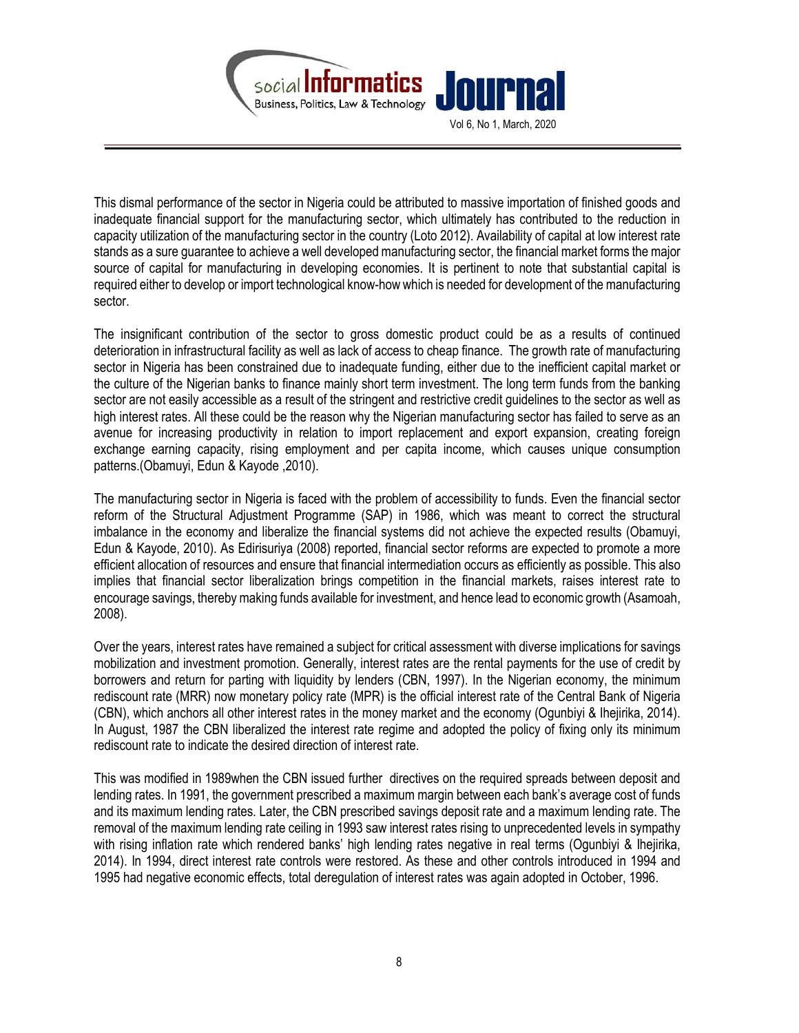This dismal performance of the sector in Nigeria could be attributed to massive importation of finished goods and inadequate financial support for the manufacturing sector, which ultimately has contributed to the reduction in capacity utilization of the manufacturing sector in the country (Loto 2012). Availability of capital at low interest rate stands as a sure guarantee to achieve a well developed manufacturing sector, the financial market forms the major source of capital for manufacturing in developing economies. It is pertinent to note that substantial capital is required either to develop or import technological know-how which is needed for development of the manufacturing sector.

The insignificant contribution of the sector to gross domestic product could be as a results of continued deterioration in infrastructural facility as well as lack of access to cheap finance. The growth rate of manufacturing sector in Nigeria has been constrained due to inadequate funding, either due to the inefficient capital market or the culture of the Nigerian banks to finance mainly short term investment. The long term funds from the banking sector are not easily accessible as a result of the stringent and restrictive credit guidelines to the sector as well as high interest rates. All these could be the reason why the Nigerian manufacturing sector has failed to serve as an avenue for increasing productivity in relation to import replacement and export expansion, creating foreign exchange earning capacity, rising employment and per capita income, which causes unique consumption patterns.(Obamuyi, Edun & Kayode ,2010).

The manufacturing sector in Nigeria is faced with the problem of accessibility to funds. Even the financial sector reform of the Structural Adjustment Programme (SAP) in 1986, which was meant to correct the structural imbalance in the economy and liberalize the financial systems did not achieve the expected results (Obamuyi, Edun & Kayode, 2010). As Edirisuriya (2008) reported, financial sector reforms are expected to promote a more efficient allocation of resources and ensure that financial intermediation occurs as efficiently as possible. This also implies that financial sector liberalization brings competition in the financial markets, raises interest rate to encourage savings, thereby making funds available for investment, and hence lead to economic growth (Asamoah, 2008).

Over the years, interest rates have remained a subject for critical assessment with diverse implications for savings mobilization and investment promotion. Generally, interest rates are the rental payments for the use of credit by borrowers and return for parting with liquidity by lenders (CBN, 1997). In the Nigerian economy, the minimum rediscount rate (MRR) now monetary policy rate (MPR) is the official interest rate of the Central Bank of Nigeria (CBN), which anchors all other interest rates in the money market and the economy (Ogunbiyi & Ihejirika, 2014). In August, 1987 the CBN liberalized the interest rate regime and adopted the policy of fixing only its minimum rediscount rate to indicate the desired direction of interest rate.

This was modified in 1989when the CBN issued further directives on the required spreads between deposit and lending rates. In 1991, the government prescribed a maximum margin between each bank's average cost of funds and its maximum lending rates. Later, the CBN prescribed savings deposit rate and a maximum lending rate. The removal of the maximum lending rate ceiling in 1993 saw interest rates rising to unprecedented levels in sympathy with rising inflation rate which rendered banks' high lending rates negative in real terms (Ogunbiyi & Ihejirika, 2014). In 1994, direct interest rate controls were restored. As these and other controls introduced in 1994 and 1995 had negative economic effects, total deregulation of interest rates was again adopted in October, 1996.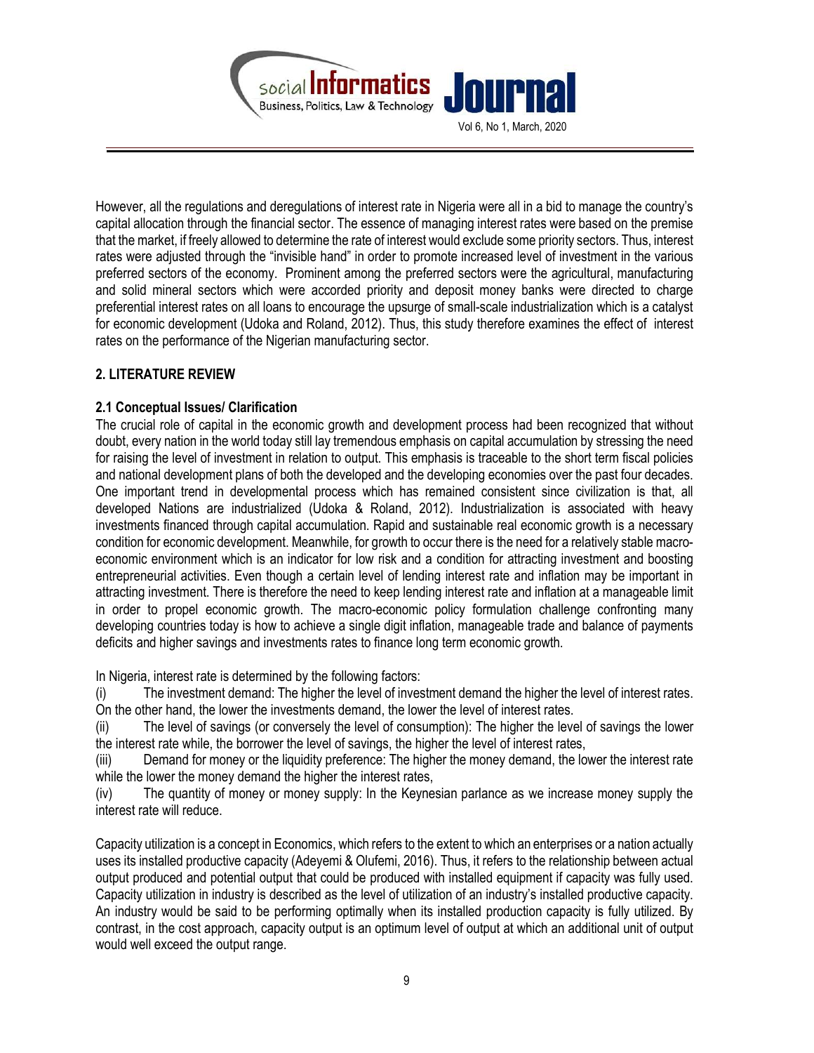However, all the regulations and deregulations of interest rate in Nigeria were all in a bid to manage the country's capital allocation through the financial sector. The essence of managing interest rates were based on the premise that the market, if freely allowed to determine the rate of interest would exclude some priority sectors. Thus, interest rates were adjusted through the "invisible hand" in order to promote increased level of investment in the various preferred sectors of the economy. Prominent among the preferred sectors were the agricultural, manufacturing and solid mineral sectors which were accorded priority and deposit money banks were directed to charge preferential interest rates on all loans to encourage the upsurge of small-scale industrialization which is a catalyst for economic development (Udoka and Roland, 2012). Thus, this study therefore examines the effect of interest rates on the performance of the Nigerian manufacturing sector.

## 2. LITERATURE REVIEW

### 2.1 Conceptual Issues/ Clarification

The crucial role of capital in the economic growth and development process had been recognized that without doubt, every nation in the world today still lay tremendous emphasis on capital accumulation by stressing the need for raising the level of investment in relation to output. This emphasis is traceable to the short term fiscal policies and national development plans of both the developed and the developing economies over the past four decades. One important trend in developmental process which has remained consistent since civilization is that, all developed Nations are industrialized (Udoka & Roland, 2012). Industrialization is associated with heavy investments financed through capital accumulation. Rapid and sustainable real economic growth is a necessary condition for economic development. Meanwhile, for growth to occur there is the need for a relatively stable macro-economic environment which is an indicator for low risk and a condition for attracting investment and boosting entrepreneurial activities. Even though a certain level of lending interest rate and inflation may be important in attracting investment. There is therefore the need to keep lending interest rate and inflation at a manageable limit in order to propel economic growth. The macro-economic policy formulation challenge confronting many developing countries today is how to achieve a single digit inflation, manageable trade and balance of payments deficits and higher savings and investments rates to finance long term economic growth.

In Nigeria, interest rate is determined by the following factors:

(i) The investment demand: The higher the level of investment demand the higher the level of interest rates. On the other hand, the lower the investments demand, the lower the level of interest rates.

(ii) The level of savings (or conversely the level of consumption): The higher the level of savings the lower the interest rate while, the borrower the level of savings, the higher the level of interest rates,

(iii) Demand for money or the liquidity preference: The higher the money demand, the lower the interest rate while the lower the money demand the higher the interest rates,

(iv) The quantity of money or money supply: In the Keynesian parlance as we increase money supply the interest rate will reduce.

Capacity utilization is a concept in Economics, which refers to the extent to which an enterprises or a nation actually uses its installed productive capacity (Adeyemi & Olufemi, 2016). Thus, it refers to the relationship between actual output produced and potential output that could be produced with installed equipment if capacity was fully used. Capacity utilization in industry is described as the level of utilization of an industry's installed productive capacity. An industry would be said to be performing optimally when its installed production capacity is fully utilized. By contrast, in the cost approach, capacity output is an optimum level of output at which an additional unit of output would well exceed the output range.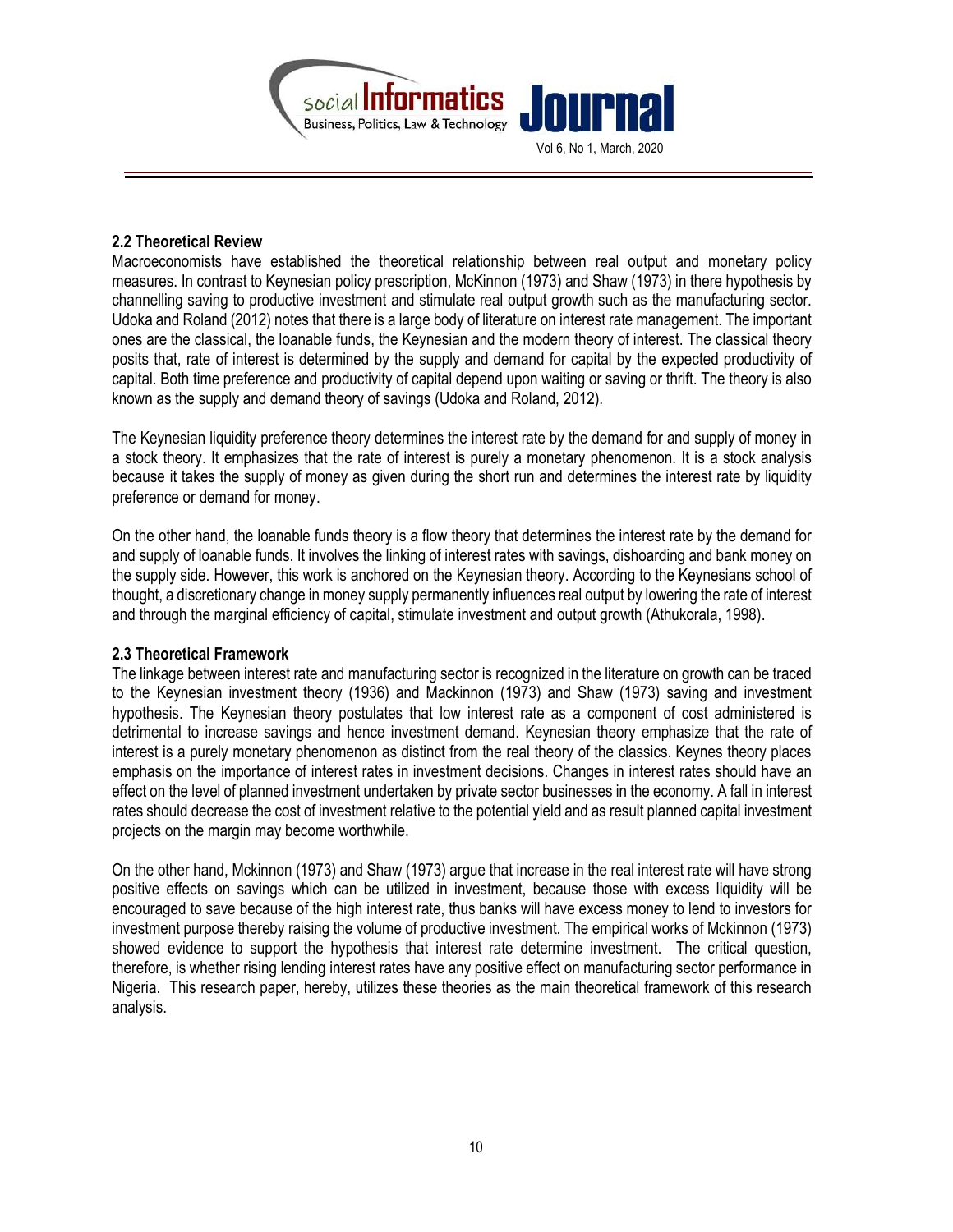### 2.2 Theoretical Review

Macroeconomists have established the theoretical relationship between real output and monetary policy measures. In contrast to Keynesian policy prescription, McKinnon (1973) and Shaw (1973) in there hypothesis by channelling saving to productive investment and stimulate real output growth such as the manufacturing sector. Udoka and Roland (2012) notes that there is a large body of literature on interest rate management. The important ones are the classical, the loanable funds, the Keynesian and the modern theory of interest. The classical theory posits that, rate of interest is determined by the supply and demand for capital by the expected productivity of capital. Both time preference and productivity of capital depend upon waiting or saving or thrift. The theory is also known as the supply and demand theory of savings (Udoka and Roland, 2012).

The Keynesian liquidity preference theory determines the interest rate by the demand for and supply of money in a stock theory. It emphasizes that the rate of interest is purely a monetary phenomenon. It is a stock analysis because it takes the supply of money as given during the short run and determines the interest rate by liquidity preference or demand for money.

On the other hand, the loanable funds theory is a flow theory that determines the interest rate by the demand for and supply of loanable funds. It involves the linking of interest rates with savings, dishoarding and bank money on the supply side. However, this work is anchored on the Keynesian theory. According to the Keynesians school of thought, a discretionary change in money supply permanently influences real output by lowering the rate of interest and through the marginal efficiency of capital, stimulate investment and output growth (Athukorala, 1998).

### 2.3 Theoretical Framework

The linkage between interest rate and manufacturing sector is recognized in the literature on growth can be traced to the Keynesian investment theory (1936) and Mackinnon (1973) and Shaw (1973) saving and investment hypothesis. The Keynesian theory postulates that low interest rate as a component of cost administered is detrimental to increase savings and hence investment demand. Keynesian theory emphasize that the rate of interest is a purely monetary phenomenon as distinct from the real theory of the classics. Keynes theory places emphasis on the importance of interest rates in investment decisions. Changes in interest rates should have an effect on the level of planned investment undertaken by private sector businesses in the economy. A fall in interest rates should decrease the cost of investment relative to the potential yield and as result planned capital investment projects on the margin may become worthwhile.

On the other hand, Mckinnon (1973) and Shaw (1973) argue that increase in the real interest rate will have strong positive effects on savings which can be utilized in investment, because those with excess liquidity will be encouraged to save because of the high interest rate, thus banks will have excess money to lend to investors for investment purpose thereby raising the volume of productive investment. The empirical works of Mckinnon (1973) showed evidence to support the hypothesis that interest rate determine investment. The critical question, therefore, is whether rising lending interest rates have any positive effect on manufacturing sector performance in Nigeria. This research paper, hereby, utilizes these theories as the main theoretical framework of this research analysis.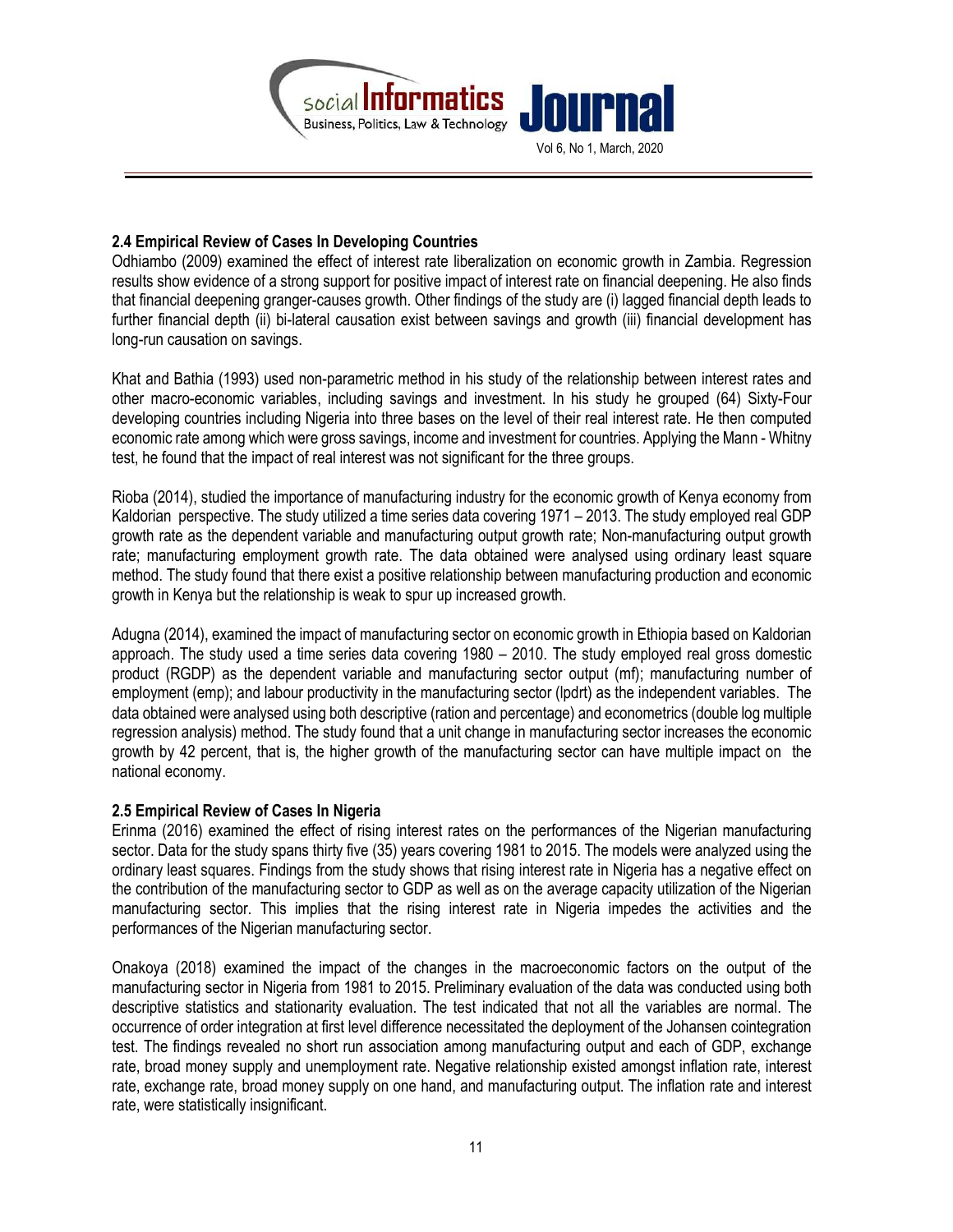### 2.4 Empirical Review of Cases In Developing Countries

Odhiambo (2009) examined the effect of interest rate liberalization on economic growth in Zambia. Regression results show evidence of a strong support for positive impact of interest rate on financial deepening. He also finds that financial deepening granger-causes growth. Other findings of the study are (i) lagged financial depth leads to further financial depth (ii) bi-lateral causation exist between savings and growth (iii) financial development has long-run causation on savings.

Khat and Bathia (1993) used non-parametric method in his study of the relationship between interest rates and other macro-economic variables, including savings and investment. In his study he grouped (64) Sixty-Four developing countries including Nigeria into three bases on the level of their real interest rate. He then computed economic rate among which were gross savings, income and investment for countries. Applying the Mann - Whitny test, he found that the impact of real interest was not significant for the three groups.

Rioba (2014), studied the importance of manufacturing industry for the economic growth of Kenya economy from Kaldorian perspective. The study utilized a time series data covering 1971 – 2013. The study employed real GDP growth rate as the dependent variable and manufacturing output growth rate; Non-manufacturing output growth rate; manufacturing employment growth rate. The data obtained were analysed using ordinary least square method. The study found that there exist a positive relationship between manufacturing production and economic growth in Kenya but the relationship is weak to spur up increased growth.

Adugna (2014), examined the impact of manufacturing sector on economic growth in Ethiopia based on Kaldorian approach. The study used a time series data covering 1980 – 2010. The study employed real gross domestic product (RGDP) as the dependent variable and manufacturing sector output (mf); manufacturing number of employment (emp); and labour productivity in the manufacturing sector (lpdrt) as the independent variables. The data obtained were analysed using both descriptive (ration and percentage) and econometrics (double log multiple regression analysis) method. The study found that a unit change in manufacturing sector increases the economic growth by 42 percent, that is, the higher growth of the manufacturing sector can have multiple impact on the national economy.

### 2.5 Empirical Review of Cases In Nigeria

Erinma (2016) examined the effect of rising interest rates on the performances of the Nigerian manufacturing sector. Data for the study spans thirty five (35) years covering 1981 to 2015. The models were analyzed using the ordinary least squares. Findings from the study shows that rising interest rate in Nigeria has a negative effect on the contribution of the manufacturing sector to GDP as well as on the average capacity utilization of the Nigerian manufacturing sector. This implies that the rising interest rate in Nigeria impedes the activities and the performances of the Nigerian manufacturing sector.

Onakoya (2018) examined the impact of the changes in the macroeconomic factors on the output of the manufacturing sector in Nigeria from 1981 to 2015. Preliminary evaluation of the data was conducted using both descriptive statistics and stationarity evaluation. The test indicated that not all the variables are normal. The occurrence of order integration at first level difference necessitated the deployment of the Johansen cointegration test. The findings revealed no short run association among manufacturing output and each of GDP, exchange rate, broad money supply and unemployment rate. Negative relationship existed amongst inflation rate, interest rate, exchange rate, broad money supply on one hand, and manufacturing output. The inflation rate and interest rate, were statistically insignificant.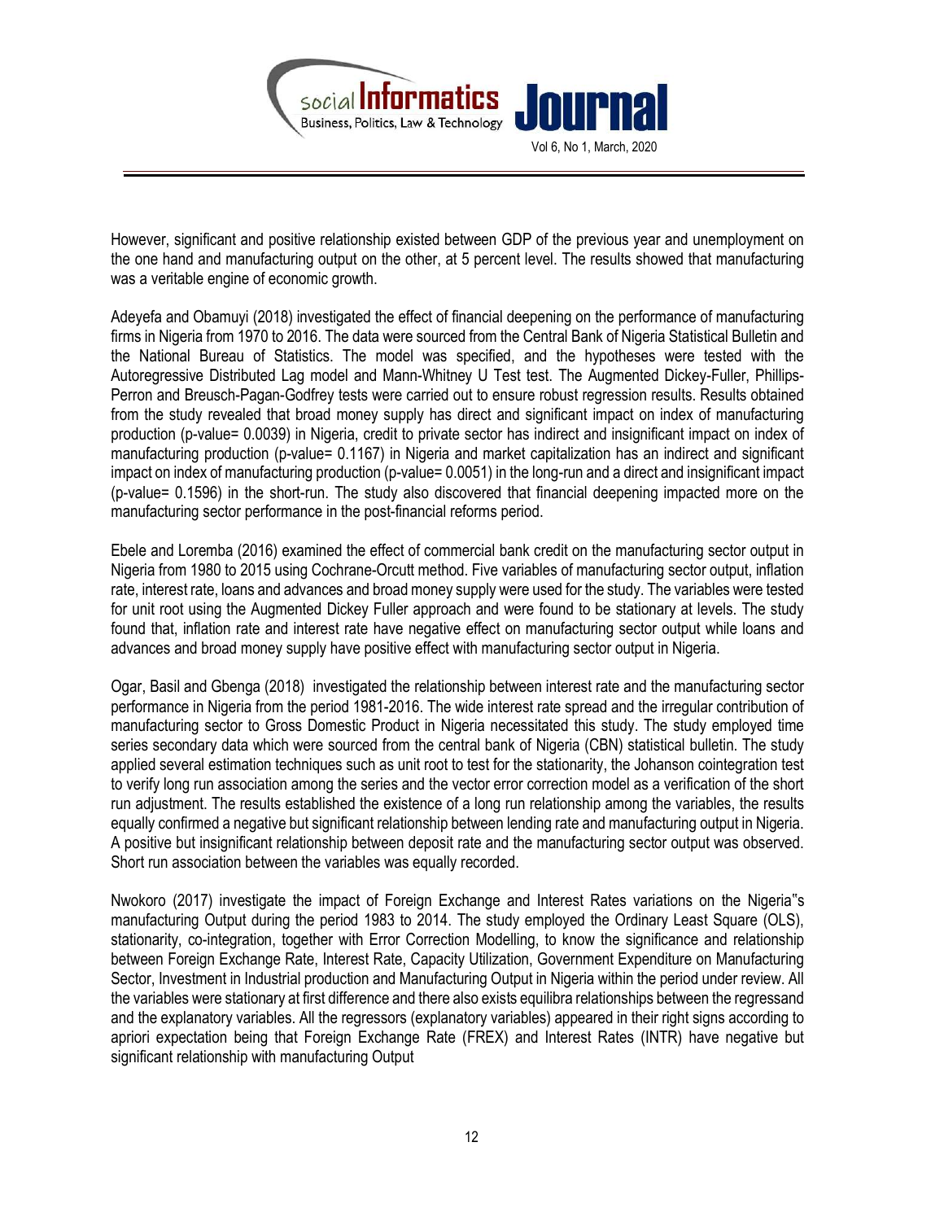However, significant and positive relationship existed between GDP of the previous year and unemployment on the one hand and manufacturing output on the other, at 5 percent level. The results showed that manufacturing was a veritable engine of economic growth.

Adeyefa and Obamuyi (2018) investigated the effect of financial deepening on the performance of manufacturing firms in Nigeria from 1970 to 2016. The data were sourced from the Central Bank of Nigeria Statistical Bulletin and the National Bureau of Statistics. The model was specified, and the hypotheses were tested with the Autoregressive Distributed Lag model and Mann-Whitney U Test test. The Augmented Dickey-Fuller, Phillips-Perron and Breusch-Pagan-Godfrey tests were carried out to ensure robust regression results. Results obtained from the study revealed that broad money supply has direct and significant impact on index of manufacturing production (p-value= 0.0039) in Nigeria, credit to private sector has indirect and insignificant impact on index of manufacturing production (p-value= 0.1167) in Nigeria and market capitalization has an indirect and significant impact on index of manufacturing production (p-value= 0.0051) in the long-run and a direct and insignificant impact (p-value= 0.1596) in the short-run. The study also discovered that financial deepening impacted more on the manufacturing sector performance in the post-financial reforms period.

Ebele and Loremba (2016) examined the effect of commercial bank credit on the manufacturing sector output in Nigeria from 1980 to 2015 using Cochrane-Orcutt method. Five variables of manufacturing sector output, inflation rate, interest rate, loans and advances and broad money supply were used for the study. The variables were tested for unit root using the Augmented Dickey Fuller approach and were found to be stationary at levels. The study found that, inflation rate and interest rate have negative effect on manufacturing sector output while loans and advances and broad money supply have positive effect with manufacturing sector output in Nigeria.

Ogar, Basil and Gbenga (2018) investigated the relationship between interest rate and the manufacturing sector performance in Nigeria from the period 1981-2016. The wide interest rate spread and the irregular contribution of manufacturing sector to Gross Domestic Product in Nigeria necessitated this study. The study employed time series secondary data which were sourced from the central bank of Nigeria (CBN) statistical bulletin. The study applied several estimation techniques such as unit root to test for the stationarity, the Johanson cointegration test to verify long run association among the series and the vector error correction model as a verification of the short run adjustment. The results established the existence of a long run relationship among the variables, the results equally confirmed a negative but significant relationship between lending rate and manufacturing output in Nigeria. A positive but insignificant relationship between deposit rate and the manufacturing sector output was observed. Short run association between the variables was equally recorded.

Nwokoro (2017) investigate the impact of Foreign Exchange and Interest Rates variations on the Nigeria"s manufacturing Output during the period 1983 to 2014. The study employed the Ordinary Least Square (OLS), stationarity, co-integration, together with Error Correction Modelling, to know the significance and relationship between Foreign Exchange Rate, Interest Rate, Capacity Utilization, Government Expenditure on Manufacturing Sector, Investment in Industrial production and Manufacturing Output in Nigeria within the period under review. All the variables were stationary at first difference and there also exists equilibra relationships between the regressand and the explanatory variables. All the regressors (explanatory variables) appeared in their right signs according to apriori expectation being that Foreign Exchange Rate (FREX) and Interest Rates (INTR) have negative but significant relationship with manufacturing Output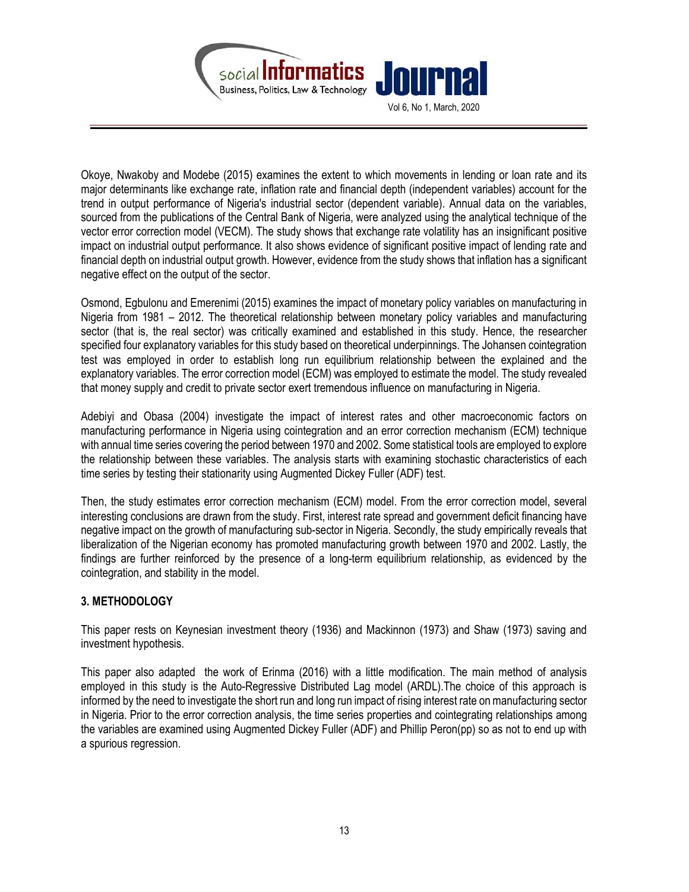Okoye, Nwakoby and Modebe (2015) examines the extent to which movements in lending or loan rate and its major determinants like exchange rate, inflation rate and financial depth (independent variables) account for the trend in output performance of Nigeria's industrial sector (dependent variable). Annual data on the variables, sourced from the publications of the Central Bank of Nigeria, were analyzed using the analytical technique of the vector error correction model (VECM). The study shows that exchange rate volatility has an insignificant positive impact on industrial output performance. It also shows evidence of significant positive impact of lending rate and financial depth on industrial output growth. However, evidence from the study shows that inflation has a significant negative effect on the output of the sector.

Osmond, Egbulonu and Emerenimi (2015) examines the impact of monetary policy variables on manufacturing in Nigeria from 1981 – 2012. The theoretical relationship between monetary policy variables and manufacturing sector (that is, the real sector) was critically examined and established in this study. Hence, the researcher specified four explanatory variables for this study based on theoretical underpinnings. The Johansen cointegration test was employed in order to establish long run equilibrium relationship between the explained and the explanatory variables. The error correction model (ECM) was employed to estimate the model. The study revealed that money supply and credit to private sector exert tremendous influence on manufacturing in Nigeria.

Adebiyi and Obasa (2004) investigate the impact of interest rates and other macroeconomic factors on manufacturing performance in Nigeria using cointegration and an error correction mechanism (ECM) technique with annual time series covering the period between 1970 and 2002. Some statistical tools are employed to explore the relationship between these variables. The analysis starts with examining stochastic characteristics of each time series by testing their stationarity using Augmented Dickey Fuller (ADF) test.

Then, the study estimates error correction mechanism (ECM) model. From the error correction model, several interesting conclusions are drawn from the study. First, interest rate spread and government deficit financing have negative impact on the growth of manufacturing sub-sector in Nigeria. Secondly, the study empirically reveals that liberalization of the Nigerian economy has promoted manufacturing growth between 1970 and 2002. Lastly, the findings are further reinforced by the presence of a long-term equilibrium relationship, as evidenced by the cointegration, and stability in the model.

## 3. METHODOLOGY

This paper rests on Keynesian investment theory (1936) and Mackinnon (1973) and Shaw (1973) saving and investment hypothesis.

This paper also adapted the work of Erinma (2016) with a little modification. The main method of analysis employed in this study is the Auto-Regressive Distributed Lag model (ARDL).The choice of this approach is informed by the need to investigate the short run and long run impact of rising interest rate on manufacturing sector in Nigeria. Prior to the error correction analysis, the time series properties and cointegrating relationships among the variables are examined using Augmented Dickey Fuller (ADF) and Phillip Peron(pp) so as not to end up with a spurious regression.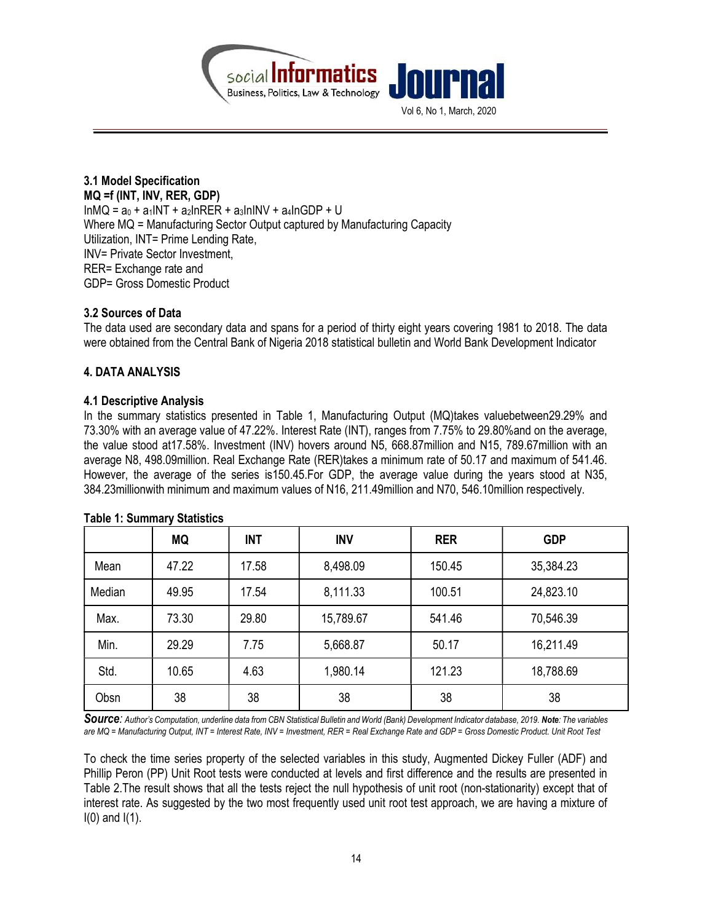### 3.1 Model Specification

**MQ =f (INT, INV, RER, GDP)**

$lnMQ = a_0 + a_1 INT + a_2 lnRER + a_3 lnINV + a_4 lnGDP + U$

Where MQ = Manufacturing Sector Output captured by Manufacturing Capacity Utilization, INT= Prime Lending Rate,
INV= Private Sector Investment,
RER= Exchange rate and
GDP= Gross Domestic Product

### 3.2 Sources of Data

The data used are secondary data and spans for a period of thirty eight years covering 1981 to 2018. The data were obtained from the Central Bank of Nigeria 2018 statistical bulletin and World Bank Development Indicator

## 4. DATA ANALYSIS

### 4.1 Descriptive Analysis

In the summary statistics presented in Table 1, Manufacturing Output (MQ)takes valuebetween29.29% and 73.30% with an average value of 47.22%. Interest Rate (INT), ranges from 7.75% to 29.80%and on the average, the value stood at17.58%. Investment (INV) hovers around N5, 668.87million and N15, 789.67million with an average N8, 498.09million. Real Exchange Rate (RER)takes a minimum rate of 50.17 and maximum of 541.46. However, the average of the series is150.45.For GDP, the average value during the years stood at N35, 384.23millionwith minimum and maximum values of N16, 211.49million and N70, 546.10million respectively.

**Table 1: Summary Statistics**

| | MQ | INT | INV | RER | GDP |
|---|---|---|---|---|---|
| Mean | 47.22 | 17.58 | 8,498.09 | 150.45 | 35,384.23 |
| Median | 49.95 | 17.54 | 8,111.33 | 100.51 | 24,823.10 |
| Max. | 73.30 | 29.80 | 15,789.67 | 541.46 | 70,546.39 |
| Min. | 29.29 | 7.75 | 5,668.87 | 50.17 | 16,211.49 |
| Std. | 10.65 | 4.63 | 1,980.14 | 121.23 | 18,788.69 |
| Obsn | 38 | 38 | 38 | 38 | 38 |

***Source**: Author's Computation, underline data from CBN Statistical Bulletin and World (Bank) Development Indicator database, 2019.* ***Note**: The variables are MQ = Manufacturing Output, INT = Interest Rate, INV = Investment, RER = Real Exchange Rate and GDP = Gross Domestic Product. Unit Root Test*

To check the time series property of the selected variables in this study, Augmented Dickey Fuller (ADF) and Phillip Peron (PP) Unit Root tests were conducted at levels and first difference and the results are presented in Table 2.The result shows that all the tests reject the null hypothesis of unit root (non-stationarity) except that of interest rate. As suggested by the two most frequently used unit root test approach, we are having a mixture of I(0) and I(1).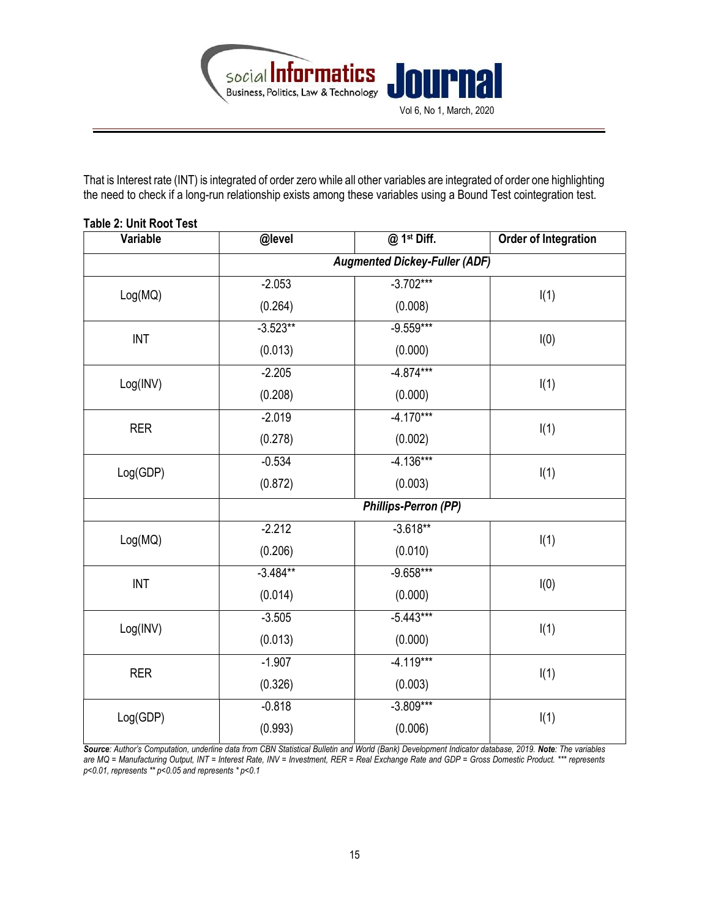That is Interest rate (INT) is integrated of order zero while all other variables are integrated of order one highlighting the need to check if a long-run relationship exists among these variables using a Bound Test cointegration test.

**Table 2: Unit Root Test**

| Variable | @level | @ 1st Diff. | Order of Integration |
|---|---|---|---|
| | ***Augmented Dickey-Fuller (ADF)*** | | |
| Log(MQ) | -2.053 (0.264) | -3.702*** (0.008) | I(1) |
| INT | -3.523** (0.013) | -9.559*** (0.000) | I(0) |
| Log(INV) | -2.205 (0.208) | -4.874*** (0.000) | I(1) |
| RER | -2.019 (0.278) | -4.170*** (0.002) | I(1) |
| Log(GDP) | -0.534 (0.872) | -4.136*** (0.003) | I(1) |
| | ***Phillips-Perron (PP)*** | | |
| Log(MQ) | -2.212 (0.206) | -3.618** (0.010) | I(1) |
| INT | -3.484** (0.014) | -9.658*** (0.000) | I(0) |
| Log(INV) | -3.505 (0.013) | -5.443*** (0.000) | I(1) |
| RER | -1.907 (0.326) | -4.119*** (0.003) | I(1) |
| Log(GDP) | -0.818 (0.993) | -3.809*** (0.006) | I(1) |

***Source****: Author's Computation, underline data from CBN Statistical Bulletin and World (Bank) Development Indicator database, 2019.* ***Note****: The variables are MQ = Manufacturing Output, INT = Interest Rate, INV = Investment, RER = Real Exchange Rate and GDP = Gross Domestic Product. \*\*\* represents p<0.01, represents \*\* p<0.05 and represents \* p<0.1*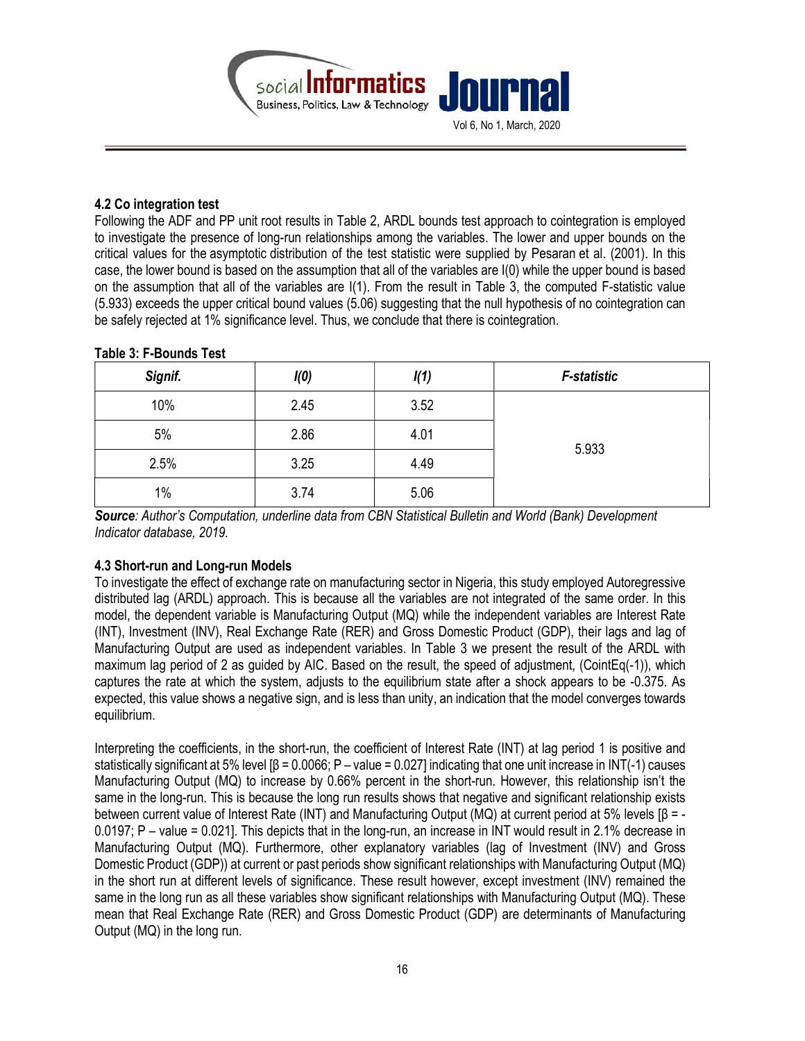### 4.2 Co integration test

Following the ADF and PP unit root results in Table 2, ARDL bounds test approach to cointegration is employed to investigate the presence of long-run relationships among the variables. The lower and upper bounds on the critical values for the asymptotic distribution of the test statistic were supplied by Pesaran et al. (2001). In this case, the lower bound is based on the assumption that all of the variables are I(0) while the upper bound is based on the assumption that all of the variables are I(1). From the result in Table 3, the computed F-statistic value (5.933) exceeds the upper critical bound values (5.06) suggesting that the null hypothesis of no cointegration can be safely rejected at 1% significance level. Thus, we conclude that there is cointegration.

**Table 3: F-Bounds Test**

| *Signif.* | *I(0)* | *I(1)* | *F-statistic* |
|---|---|---|---|
| 10% | 2.45 | 3.52 | 5.933 |
| 5% | 2.86 | 4.01 | |
| 2.5% | 3.25 | 4.49 | |
| 1% | 3.74 | 5.06 | |

***Source****: Author's Computation, underline data from CBN Statistical Bulletin and World (Bank) Development Indicator database, 2019.*

### 4.3 Short-run and Long-run Models

To investigate the effect of exchange rate on manufacturing sector in Nigeria, this study employed Autoregressive distributed lag (ARDL) approach. This is because all the variables are not integrated of the same order. In this model, the dependent variable is Manufacturing Output (MQ) while the independent variables are Interest Rate (INT), Investment (INV), Real Exchange Rate (RER) and Gross Domestic Product (GDP), their lags and lag of Manufacturing Output are used as independent variables. In Table 3 we present the result of the ARDL with maximum lag period of 2 as guided by AIC. Based on the result, the speed of adjustment, (CointEq(-1)), which captures the rate at which the system, adjusts to the equilibrium state after a shock appears to be -0.375. As expected, this value shows a negative sign, and is less than unity, an indication that the model converges towards equilibrium.

Interpreting the coefficients, in the short-run, the coefficient of Interest Rate (INT) at lag period 1 is positive and statistically significant at 5% level [β = 0.0066; P – value = 0.027] indicating that one unit increase in INT(-1) causes Manufacturing Output (MQ) to increase by 0.66% percent in the short-run. However, this relationship isn't the same in the long-run. This is because the long run results shows that negative and significant relationship exists between current value of Interest Rate (INT) and Manufacturing Output (MQ) at current period at 5% levels [β = -0.0197; P – value = 0.021]. This depicts that in the long-run, an increase in INT would result in 2.1% decrease in Manufacturing Output (MQ). Furthermore, other explanatory variables (lag of Investment (INV) and Gross Domestic Product (GDP)) at current or past periods show significant relationships with Manufacturing Output (MQ) in the short run at different levels of significance. These result however, except investment (INV) remained the same in the long run as all these variables show significant relationships with Manufacturing Output (MQ). These mean that Real Exchange Rate (RER) and Gross Domestic Product (GDP) are determinants of Manufacturing Output (MQ) in the long run.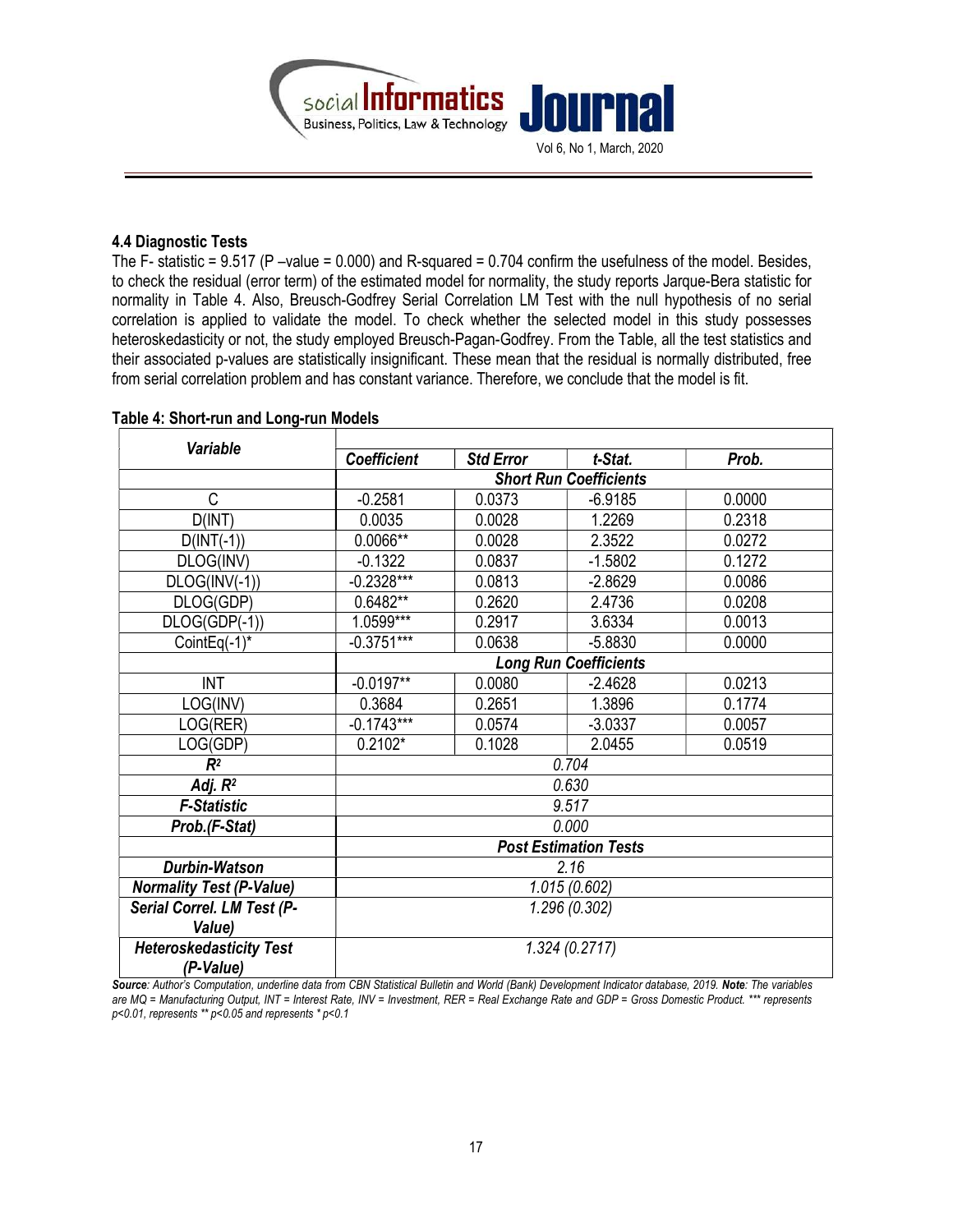### 4.4 Diagnostic Tests

The F- statistic = 9.517 (P –value = 0.000) and R-squared = 0.704 confirm the usefulness of the model. Besides, to check the residual (error term) of the estimated model for normality, the study reports Jarque-Bera statistic for normality in Table 4. Also, Breusch-Godfrey Serial Correlation LM Test with the null hypothesis of no serial correlation is applied to validate the model. To check whether the selected model in this study possesses heteroskedasticity or not, the study employed Breusch-Pagan-Godfrey. From the Table, all the test statistics and their associated p-values are statistically insignificant. These mean that the residual is normally distributed, free from serial correlation problem and has constant variance. Therefore, we conclude that the model is fit.

**Table 4: Short-run and Long-run Models**

| *Variable* | *Coefficient* | *Std Error* | *t-Stat.* | *Prob.* |
|---|---|---|---|---|
| | ***Short Run Coefficients*** | | | |
| C | -0.2581 | 0.0373 | -6.9185 | 0.0000 |
| D(INT) | 0.0035 | 0.0028 | 1.2269 | 0.2318 |
| D(INT(-1)) | 0.0066** | 0.0028 | 2.3522 | 0.0272 |
| DLOG(INV) | -0.1322 | 0.0837 | -1.5802 | 0.1272 |
| DLOG(INV(-1)) | -0.2328*** | 0.0813 | -2.8629 | 0.0086 |
| DLOG(GDP) | 0.6482** | 0.2620 | 2.4736 | 0.0208 |
| DLOG(GDP(-1)) | 1.0599*** | 0.2917 | 3.6334 | 0.0013 |
| CointEq(-1)* | -0.3751*** | 0.0638 | -5.8830 | 0.0000 |
| | ***Long Run Coefficients*** | | | |
| INT | -0.0197** | 0.0080 | -2.4628 | 0.0213 |
| LOG(INV) | 0.3684 | 0.2651 | 1.3896 | 0.1774 |
| LOG(RER) | -0.1743*** | 0.0574 | -3.0337 | 0.0057 |
| LOG(GDP) | 0.2102* | 0.1028 | 2.0455 | 0.0519 |
| ***$R^2$*** | *0.704* | | | |
| ***Adj. $R^2$*** | *0.630* | | | |
| ***F-Statistic*** | *9.517* | | | |
| ***Prob.(F-Stat)*** | *0.000* | | | |
| | ***Post Estimation Tests*** | | | |
| ***Durbin-Watson*** | *2.16* | | | |
| ***Normality Test (P-Value)*** | *1.015 (0.602)* | | | |
| ***Serial Correl. LM Test (P-Value)*** | *1.296 (0.302)* | | | |
| ***Heteroskedasticity Test (P-Value)*** | *1.324 (0.2717)* | | | |

***Source**: Author's Computation, underline data from CBN Statistical Bulletin and World (Bank) Development Indicator database, 2019. **Note**: The variables are MQ = Manufacturing Output, INT = Interest Rate, INV = Investment, RER = Real Exchange Rate and GDP = Gross Domestic Product. \*\*\* represents p<0.01, represents \*\* p<0.05 and represents \* p<0.1*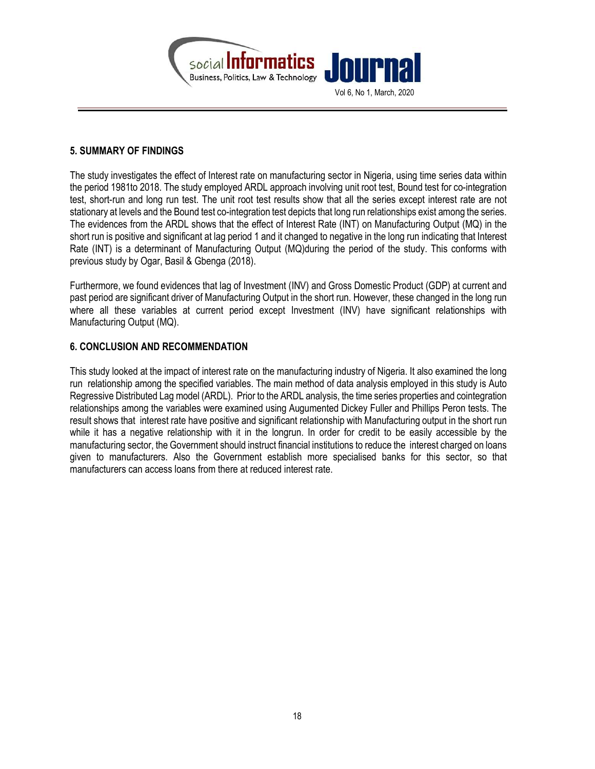## 5. SUMMARY OF FINDINGS

The study investigates the effect of Interest rate on manufacturing sector in Nigeria, using time series data within the period 1981to 2018. The study employed ARDL approach involving unit root test, Bound test for co-integration test, short-run and long run test. The unit root test results show that all the series except interest rate are not stationary at levels and the Bound test co-integration test depicts that long run relationships exist among the series. The evidences from the ARDL shows that the effect of Interest Rate (INT) on Manufacturing Output (MQ) in the short run is positive and significant at lag period 1 and it changed to negative in the long run indicating that Interest Rate (INT) is a determinant of Manufacturing Output (MQ)during the period of the study. This conforms with previous study by Ogar, Basil & Gbenga (2018).

Furthermore, we found evidences that lag of Investment (INV) and Gross Domestic Product (GDP) at current and past period are significant driver of Manufacturing Output in the short run. However, these changed in the long run where all these variables at current period except Investment (INV) have significant relationships with Manufacturing Output (MQ).

## 6. CONCLUSION AND RECOMMENDATION

This study looked at the impact of interest rate on the manufacturing industry of Nigeria. It also examined the long run relationship among the specified variables. The main method of data analysis employed in this study is Auto Regressive Distributed Lag model (ARDL). Prior to the ARDL analysis, the time series properties and cointegration relationships among the variables were examined using Augumented Dickey Fuller and Phillips Peron tests. The result shows that interest rate have positive and significant relationship with Manufacturing output in the short run while it has a negative relationship with it in the longrun. In order for credit to be easily accessible by the manufacturing sector, the Government should instruct financial institutions to reduce the interest charged on loans given to manufacturers. Also the Government establish more specialised banks for this sector, so that manufacturers can access loans from there at reduced interest rate.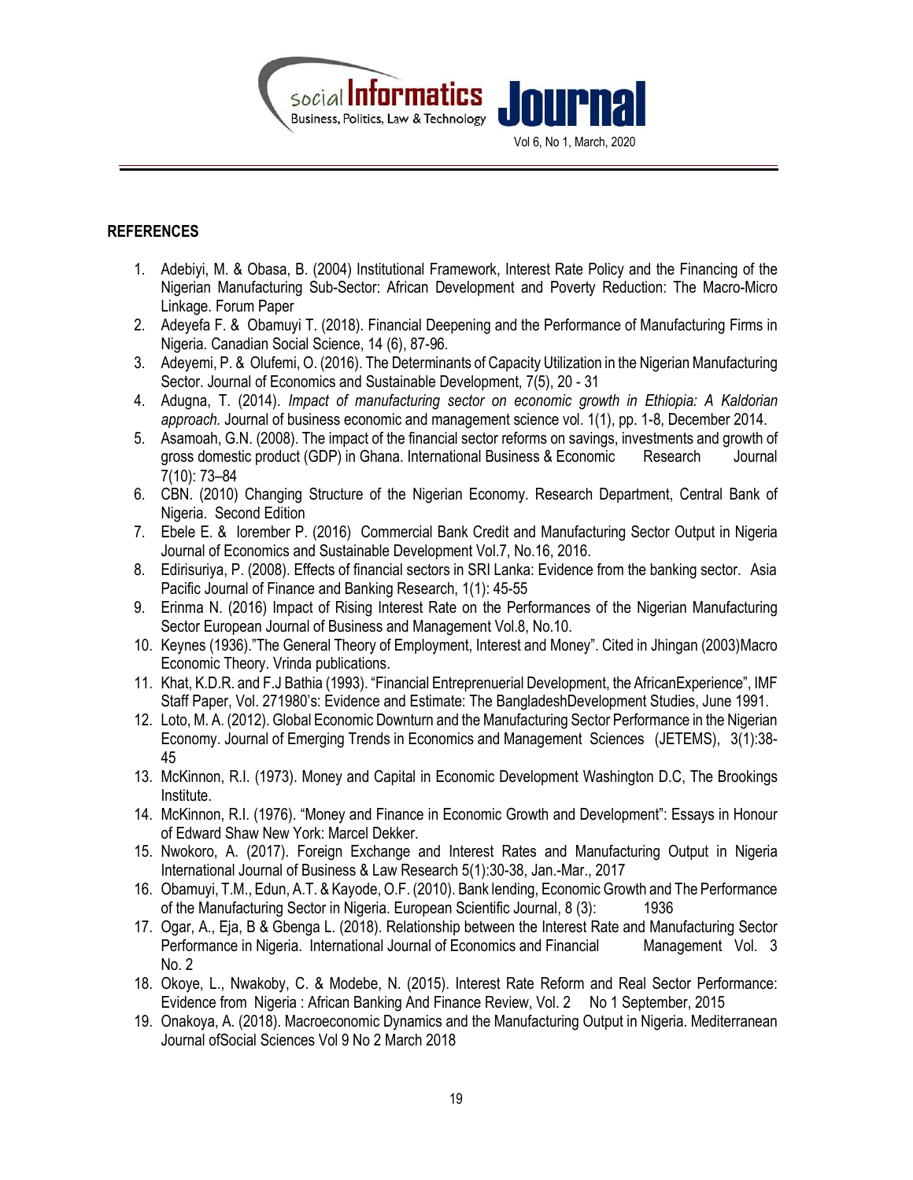## REFERENCES

1. Adebiyi, M. & Obasa, B. (2004) Institutional Framework, Interest Rate Policy and the Financing of the Nigerian Manufacturing Sub-Sector: African Development and Poverty Reduction: The Macro-Micro Linkage. Forum Paper
2. Adeyefa F. & Obamuyi T. (2018). Financial Deepening and the Performance of Manufacturing Firms in Nigeria. Canadian Social Science, 14 (6), 87-96.
3. Adeyemi, P. & Olufemi, O. (2016). The Determinants of Capacity Utilization in the Nigerian Manufacturing Sector. Journal of Economics and Sustainable Development, 7(5), 20 - 31
4. Adugna, T. (2014). *Impact of manufacturing sector on economic growth in Ethiopia: A Kaldorian approach.* Journal of business economic and management science vol. 1(1), pp. 1-8, December 2014.
5. Asamoah, G.N. (2008). The impact of the financial sector reforms on savings, investments and growth of gross domestic product (GDP) in Ghana. International Business & Economic Research Journal 7(10): 73–84
6. CBN. (2010) Changing Structure of the Nigerian Economy. Research Department, Central Bank of Nigeria. Second Edition
7. Ebele E. & Iorember P. (2016) Commercial Bank Credit and Manufacturing Sector Output in Nigeria Journal of Economics and Sustainable Development Vol.7, No.16, 2016.
8. Edirisuriya, P. (2008). Effects of financial sectors in SRI Lanka: Evidence from the banking sector. Asia Pacific Journal of Finance and Banking Research, 1(1): 45-55
9. Erinma N. (2016) Impact of Rising Interest Rate on the Performances of the Nigerian Manufacturing Sector European Journal of Business and Management Vol.8, No.10.
10. Keynes (1936)."The General Theory of Employment, Interest and Money". Cited in Jhingan (2003)Macro Economic Theory. Vrinda publications.
11. Khat, K.D.R. and F.J Bathia (1993). "Financial Entreprenuerial Development, the AfricanExperience", IMF Staff Paper, Vol. 271980's: Evidence and Estimate: The BangladeshDevelopment Studies, June 1991.
12. Loto, M. A. (2012). Global Economic Downturn and the Manufacturing Sector Performance in the Nigerian Economy. Journal of Emerging Trends in Economics and Management Sciences (JETEMS), 3(1):38-45
13. McKinnon, R.I. (1973). Money and Capital in Economic Development Washington D.C, The Brookings Institute.
14. McKinnon, R.I. (1976). "Money and Finance in Economic Growth and Development": Essays in Honour of Edward Shaw New York: Marcel Dekker.
15. Nwokoro, A. (2017). Foreign Exchange and Interest Rates and Manufacturing Output in Nigeria International Journal of Business & Law Research 5(1):30-38, Jan.-Mar., 2017
16. Obamuyi, T.M., Edun, A.T. & Kayode, O.F. (2010). Bank lending, Economic Growth and The Performance of the Manufacturing Sector in Nigeria. European Scientific Journal, 8 (3): 1936
17. Ogar, A., Eja, B & Gbenga L. (2018). Relationship between the Interest Rate and Manufacturing Sector Performance in Nigeria. International Journal of Economics and Financial Management Vol. 3 No. 2
18. Okoye, L., Nwakoby, C. & Modebe, N. (2015). Interest Rate Reform and Real Sector Performance: Evidence from Nigeria : African Banking And Finance Review, Vol. 2 No 1 September, 2015
19. Onakoya, A. (2018). Macroeconomic Dynamics and the Manufacturing Output in Nigeria. Mediterranean Journal ofSocial Sciences Vol 9 No 2 March 2018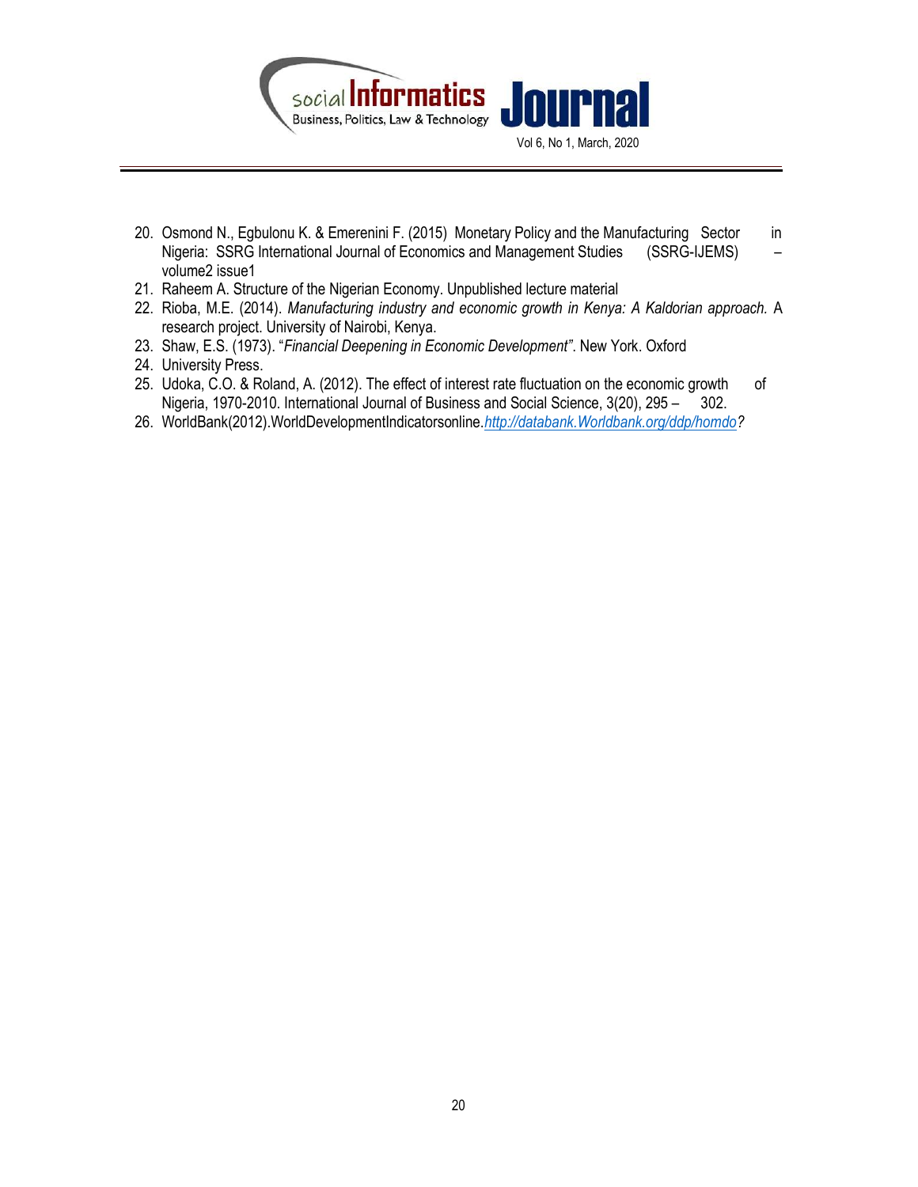20. Osmond N., Egbulonu K. & Emerenini F. (2015) Monetary Policy and the Manufacturing Sector in Nigeria: SSRG International Journal of Economics and Management Studies (SSRG-IJEMS) – volume2 issue1
21. Raheem A. Structure of the Nigerian Economy. Unpublished lecture material
22. Rioba, M.E. (2014). *Manufacturing industry and economic growth in Kenya: A Kaldorian approach.* A research project. University of Nairobi, Kenya.
23. Shaw, E.S. (1973). "*Financial Deepening in Economic Development*". New York. Oxford
24. University Press.
25. Udoka, C.O. & Roland, A. (2012). The effect of interest rate fluctuation on the economic growth of Nigeria, 1970-2010. International Journal of Business and Social Science, 3(20), 295 – 302.
26. WorldBank(2012).WorldDevelopmentIndicatorsonline.*http://databank.Worldbank.org/ddp/homdo?*